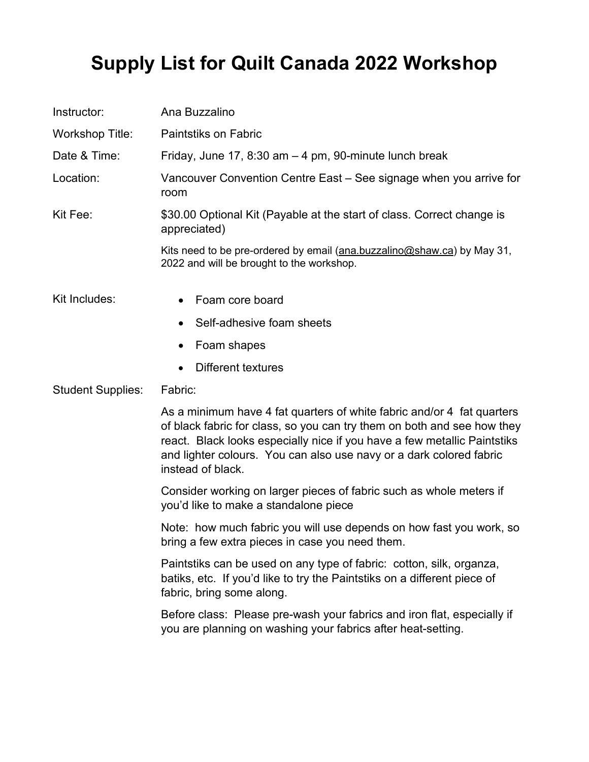# Supply List for Quilt Canada 2022 Workshop

| | |
|---|---|
| Instructor: | Ana Buzzalino |
| Workshop Title: | Paintstiks on Fabric |
| Date & Time: | Friday, June 17, 8:30 am – 4 pm, 90-minute lunch break |
| Location: | Vancouver Convention Centre East – See signage when you arrive for room |
| Kit Fee: | $30.00 Optional Kit (Payable at the start of class. Correct change is appreciated) |

Kits need to be pre-ordered by email (ana.buzzalino@shaw.ca) by May 31, 2022 and will be brought to the workshop.

Kit Includes:

- Foam core board
- Self-adhesive foam sheets
- Foam shapes
- Different textures

Student Supplies: Fabric:

As a minimum have 4 fat quarters of white fabric and/or 4 fat quarters of black fabric for class, so you can try them on both and see how they react. Black looks especially nice if you have a few metallic Paintstiks and lighter colours. You can also use navy or a dark colored fabric instead of black.

Consider working on larger pieces of fabric such as whole meters if you'd like to make a standalone piece

Note: how much fabric you will use depends on how fast you work, so bring a few extra pieces in case you need them.

Paintstiks can be used on any type of fabric: cotton, silk, organza, batiks, etc. If you'd like to try the Paintstiks on a different piece of fabric, bring some along.

Before class: Please pre-wash your fabrics and iron flat, especially if you are planning on washing your fabrics after heat-setting.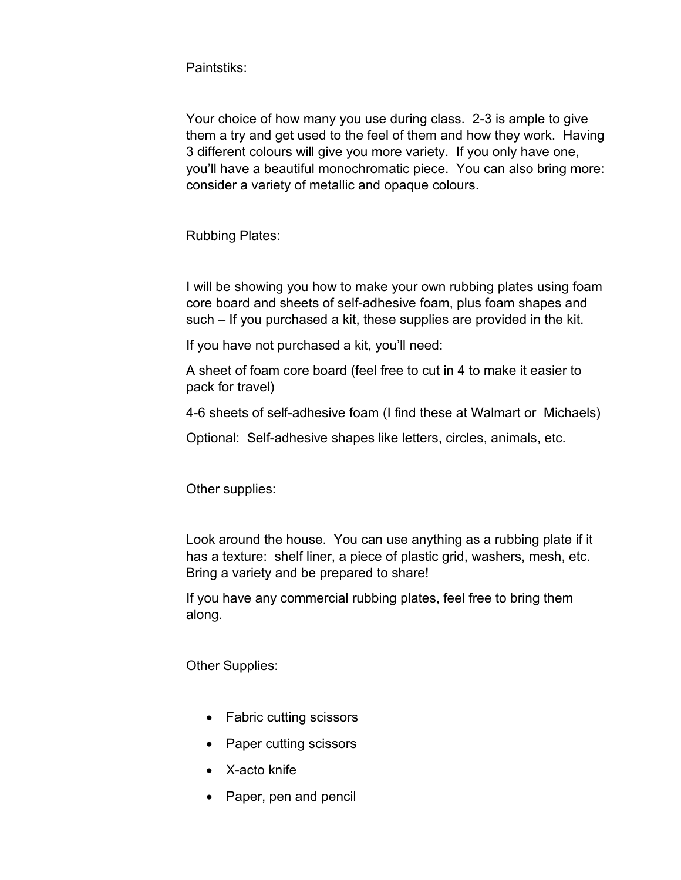Paintstiks:

Your choice of how many you use during class. 2-3 is ample to give them a try and get used to the feel of them and how they work. Having 3 different colours will give you more variety. If you only have one, you'll have a beautiful monochromatic piece. You can also bring more: consider a variety of metallic and opaque colours.

Rubbing Plates:

I will be showing you how to make your own rubbing plates using foam core board and sheets of self-adhesive foam, plus foam shapes and such – If you purchased a kit, these supplies are provided in the kit.

If you have not purchased a kit, you'll need:

A sheet of foam core board (feel free to cut in 4 to make it easier to pack for travel)

4-6 sheets of self-adhesive foam (I find these at Walmart or Michaels)

Optional: Self-adhesive shapes like letters, circles, animals, etc.

Other supplies:

Look around the house. You can use anything as a rubbing plate if it has a texture: shelf liner, a piece of plastic grid, washers, mesh, etc. Bring a variety and be prepared to share!

If you have any commercial rubbing plates, feel free to bring them along.

Other Supplies:

- Fabric cutting scissors
- Paper cutting scissors
- X-acto knife
- Paper, pen and pencil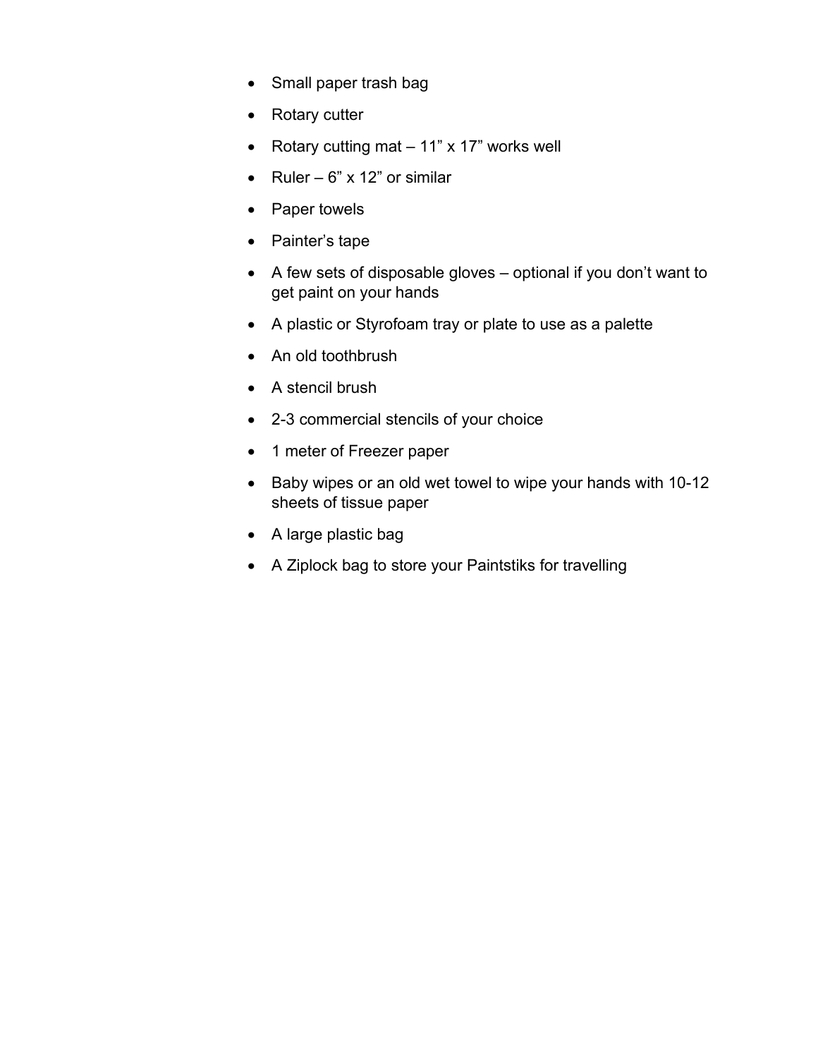- Small paper trash bag
- Rotary cutter
- Rotary cutting mat – 11" x 17" works well
- Ruler – 6" x 12" or similar
- Paper towels
- Painter's tape
- A few sets of disposable gloves – optional if you don't want to get paint on your hands
- A plastic or Styrofoam tray or plate to use as a palette
- An old toothbrush
- A stencil brush
- 2-3 commercial stencils of your choice
- 1 meter of Freezer paper
- Baby wipes or an old wet towel to wipe your hands with 10-12 sheets of tissue paper
- A large plastic bag
- A Ziplock bag to store your Paintstiks for travelling